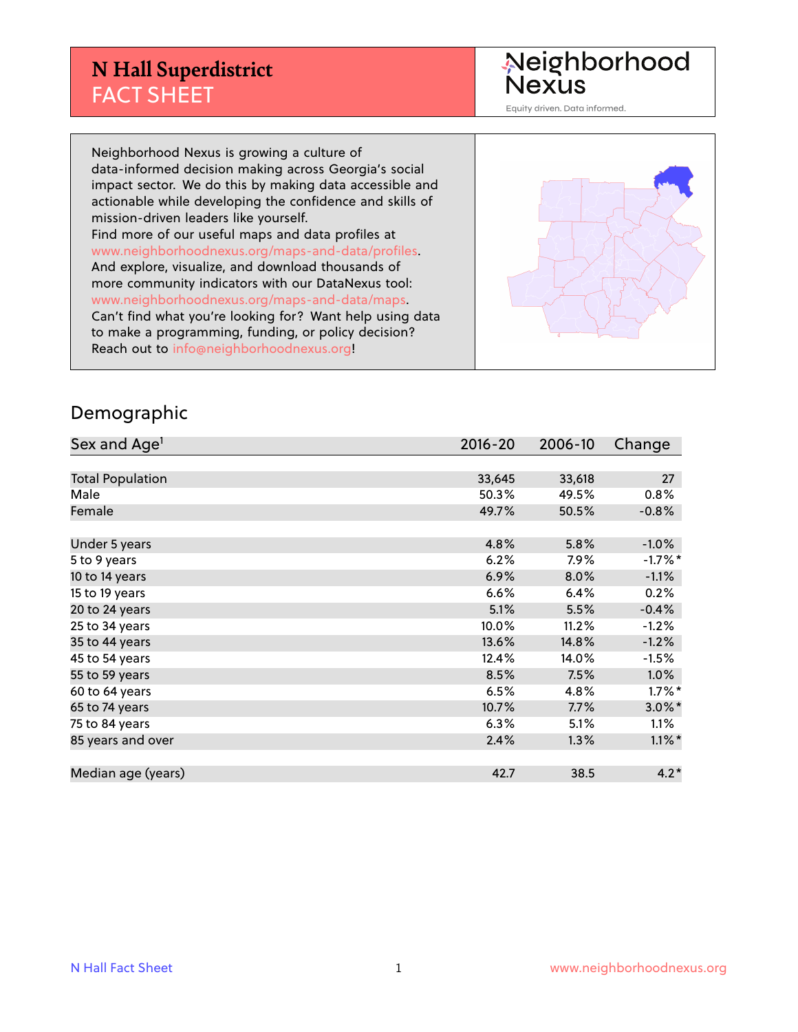# N Hall Superdistrict
## FACT SHEET

Neighborhood Nexus

Equity driven. Data informed.

Neighborhood Nexus is growing a culture of data-informed decision making across Georgia's social impact sector. We do this by making data accessible and actionable while developing the confidence and skills of mission-driven leaders like yourself.
Find more of our useful maps and data profiles at www.neighborhoodnexus.org/maps-and-data/profiles.
And explore, visualize, and download thousands of more community indicators with our DataNexus tool: www.neighborhoodnexus.org/maps-and-data/maps.
Can't find what you're looking for? Want help using data to make a programming, funding, or policy decision? Reach out to info@neighborhoodnexus.org!

## Demographic

| Sex and Age[1] | 2016-20 | 2006-10 | Change |
|---|---|---|---|
| Total Population | 33,645 | 33,618 | 27 |
| Male | 50.3% | 49.5% | 0.8% |
| Female | 49.7% | 50.5% | -0.8% |
| | | | |
| Under 5 years | 4.8% | 5.8% | -1.0% |
| 5 to 9 years | 6.2% | 7.9% | -1.7%* |
| 10 to 14 years | 6.9% | 8.0% | -1.1% |
| 15 to 19 years | 6.6% | 6.4% | 0.2% |
| 20 to 24 years | 5.1% | 5.5% | -0.4% |
| 25 to 34 years | 10.0% | 11.2% | -1.2% |
| 35 to 44 years | 13.6% | 14.8% | -1.2% |
| 45 to 54 years | 12.4% | 14.0% | -1.5% |
| 55 to 59 years | 8.5% | 7.5% | 1.0% |
| 60 to 64 years | 6.5% | 4.8% | 1.7%* |
| 65 to 74 years | 10.7% | 7.7% | 3.0%* |
| 75 to 84 years | 6.3% | 5.1% | 1.1% |
| 85 years and over | 2.4% | 1.3% | 1.1%* |
| | | | |
| Median age (years) | 42.7 | 38.5 | 4.2* |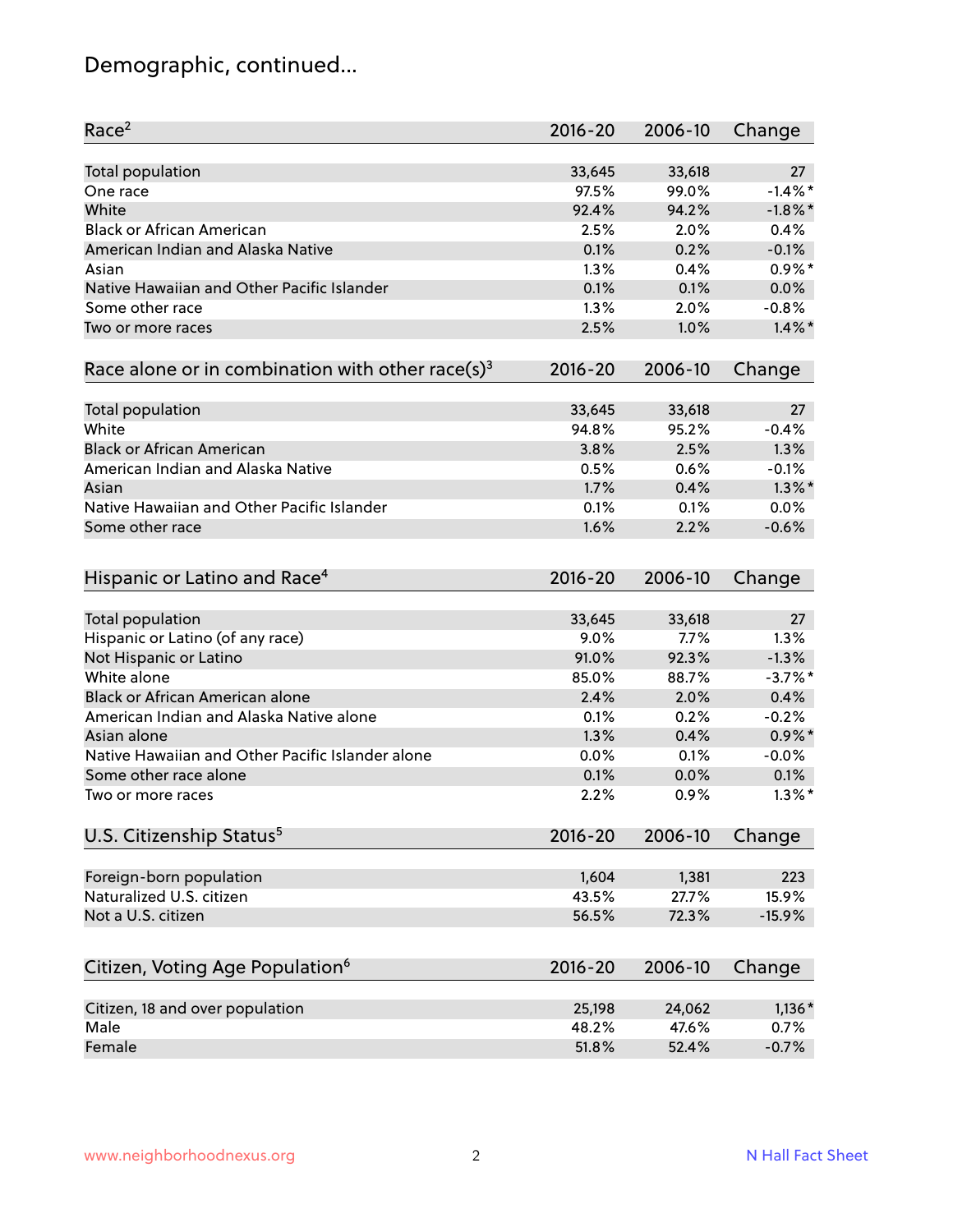# Demographic, continued...

| Race[2] | 2016-20 | 2006-10 | Change |
|---|---|---|---|
| Total population | 33,645 | 33,618 | 27 |
| One race | 97.5% | 99.0% | -1.4%* |
| White | 92.4% | 94.2% | -1.8%* |
| Black or African American | 2.5% | 2.0% | 0.4% |
| American Indian and Alaska Native | 0.1% | 0.2% | -0.1% |
| Asian | 1.3% | 0.4% | 0.9%* |
| Native Hawaiian and Other Pacific Islander | 0.1% | 0.1% | 0.0% |
| Some other race | 1.3% | 2.0% | -0.8% |
| Two or more races | 2.5% | 1.0% | 1.4%* |

| Race alone or in combination with other race(s)[3] | 2016-20 | 2006-10 | Change |
|---|---|---|---|
| Total population | 33,645 | 33,618 | 27 |
| White | 94.8% | 95.2% | -0.4% |
| Black or African American | 3.8% | 2.5% | 1.3% |
| American Indian and Alaska Native | 0.5% | 0.6% | -0.1% |
| Asian | 1.7% | 0.4% | 1.3%* |
| Native Hawaiian and Other Pacific Islander | 0.1% | 0.1% | 0.0% |
| Some other race | 1.6% | 2.2% | -0.6% |

| Hispanic or Latino and Race[4] | 2016-20 | 2006-10 | Change |
|---|---|---|---|
| Total population | 33,645 | 33,618 | 27 |
| Hispanic or Latino (of any race) | 9.0% | 7.7% | 1.3% |
| Not Hispanic or Latino | 91.0% | 92.3% | -1.3% |
| White alone | 85.0% | 88.7% | -3.7%* |
| Black or African American alone | 2.4% | 2.0% | 0.4% |
| American Indian and Alaska Native alone | 0.1% | 0.2% | -0.2% |
| Asian alone | 1.3% | 0.4% | 0.9%* |
| Native Hawaiian and Other Pacific Islander alone | 0.0% | 0.1% | -0.0% |
| Some other race alone | 0.1% | 0.0% | 0.1% |
| Two or more races | 2.2% | 0.9% | 1.3%* |

| U.S. Citizenship Status[5] | 2016-20 | 2006-10 | Change |
|---|---|---|---|
| Foreign-born population | 1,604 | 1,381 | 223 |
| Naturalized U.S. citizen | 43.5% | 27.7% | 15.9% |
| Not a U.S. citizen | 56.5% | 72.3% | -15.9% |

| Citizen, Voting Age Population[6] | 2016-20 | 2006-10 | Change |
|---|---|---|---|
| Citizen, 18 and over population | 25,198 | 24,062 | 1,136* |
| Male | 48.2% | 47.6% | 0.7% |
| Female | 51.8% | 52.4% | -0.7% |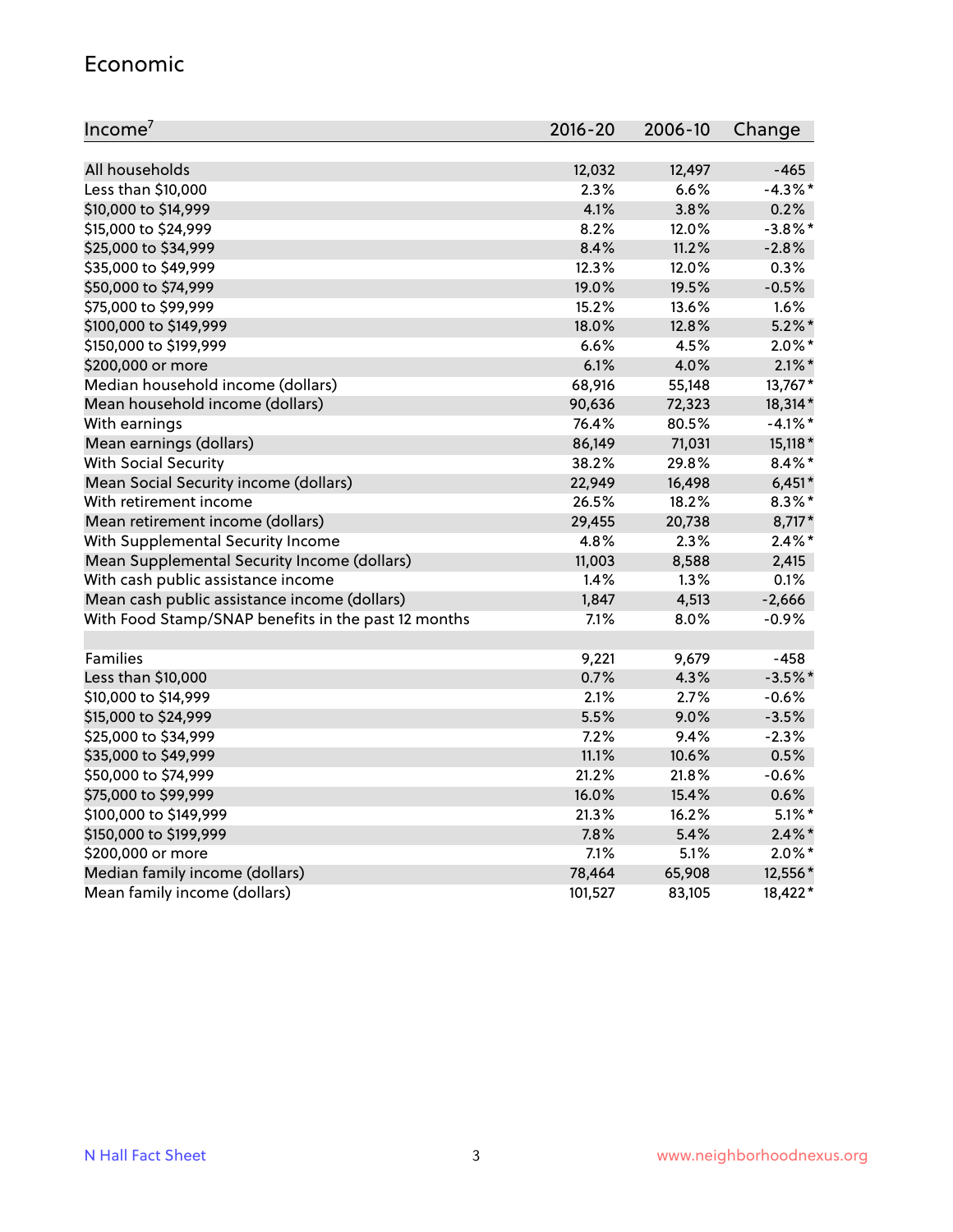## Economic

| Income[7] | 2016-20 | 2006-10 | Change |
|---|---|---|---|
| All households | 12,032 | 12,497 | -465 |
| Less than $10,000 | 2.3% | 6.6% | -4.3%* |
| $10,000 to $14,999 | 4.1% | 3.8% | 0.2% |
| $15,000 to $24,999 | 8.2% | 12.0% | -3.8%* |
| $25,000 to $34,999 | 8.4% | 11.2% | -2.8% |
| $35,000 to $49,999 | 12.3% | 12.0% | 0.3% |
| $50,000 to $74,999 | 19.0% | 19.5% | -0.5% |
| $75,000 to $99,999 | 15.2% | 13.6% | 1.6% |
| $100,000 to $149,999 | 18.0% | 12.8% | 5.2%* |
| $150,000 to $199,999 | 6.6% | 4.5% | 2.0%* |
| $200,000 or more | 6.1% | 4.0% | 2.1%* |
| Median household income (dollars) | 68,916 | 55,148 | 13,767* |
| Mean household income (dollars) | 90,636 | 72,323 | 18,314* |
| With earnings | 76.4% | 80.5% | -4.1%* |
| Mean earnings (dollars) | 86,149 | 71,031 | 15,118* |
| With Social Security | 38.2% | 29.8% | 8.4%* |
| Mean Social Security income (dollars) | 22,949 | 16,498 | 6,451* |
| With retirement income | 26.5% | 18.2% | 8.3%* |
| Mean retirement income (dollars) | 29,455 | 20,738 | 8,717* |
| With Supplemental Security Income | 4.8% | 2.3% | 2.4%* |
| Mean Supplemental Security Income (dollars) | 11,003 | 8,588 | 2,415 |
| With cash public assistance income | 1.4% | 1.3% | 0.1% |
| Mean cash public assistance income (dollars) | 1,847 | 4,513 | -2,666 |
| With Food Stamp/SNAP benefits in the past 12 months | 7.1% | 8.0% | -0.9% |
| | | | |
| Families | 9,221 | 9,679 | -458 |
| Less than $10,000 | 0.7% | 4.3% | -3.5%* |
| $10,000 to $14,999 | 2.1% | 2.7% | -0.6% |
| $15,000 to $24,999 | 5.5% | 9.0% | -3.5% |
| $25,000 to $34,999 | 7.2% | 9.4% | -2.3% |
| $35,000 to $49,999 | 11.1% | 10.6% | 0.5% |
| $50,000 to $74,999 | 21.2% | 21.8% | -0.6% |
| $75,000 to $99,999 | 16.0% | 15.4% | 0.6% |
| $100,000 to $149,999 | 21.3% | 16.2% | 5.1%* |
| $150,000 to $199,999 | 7.8% | 5.4% | 2.4%* |
| $200,000 or more | 7.1% | 5.1% | 2.0%* |
| Median family income (dollars) | 78,464 | 65,908 | 12,556* |
| Mean family income (dollars) | 101,527 | 83,105 | 18,422* |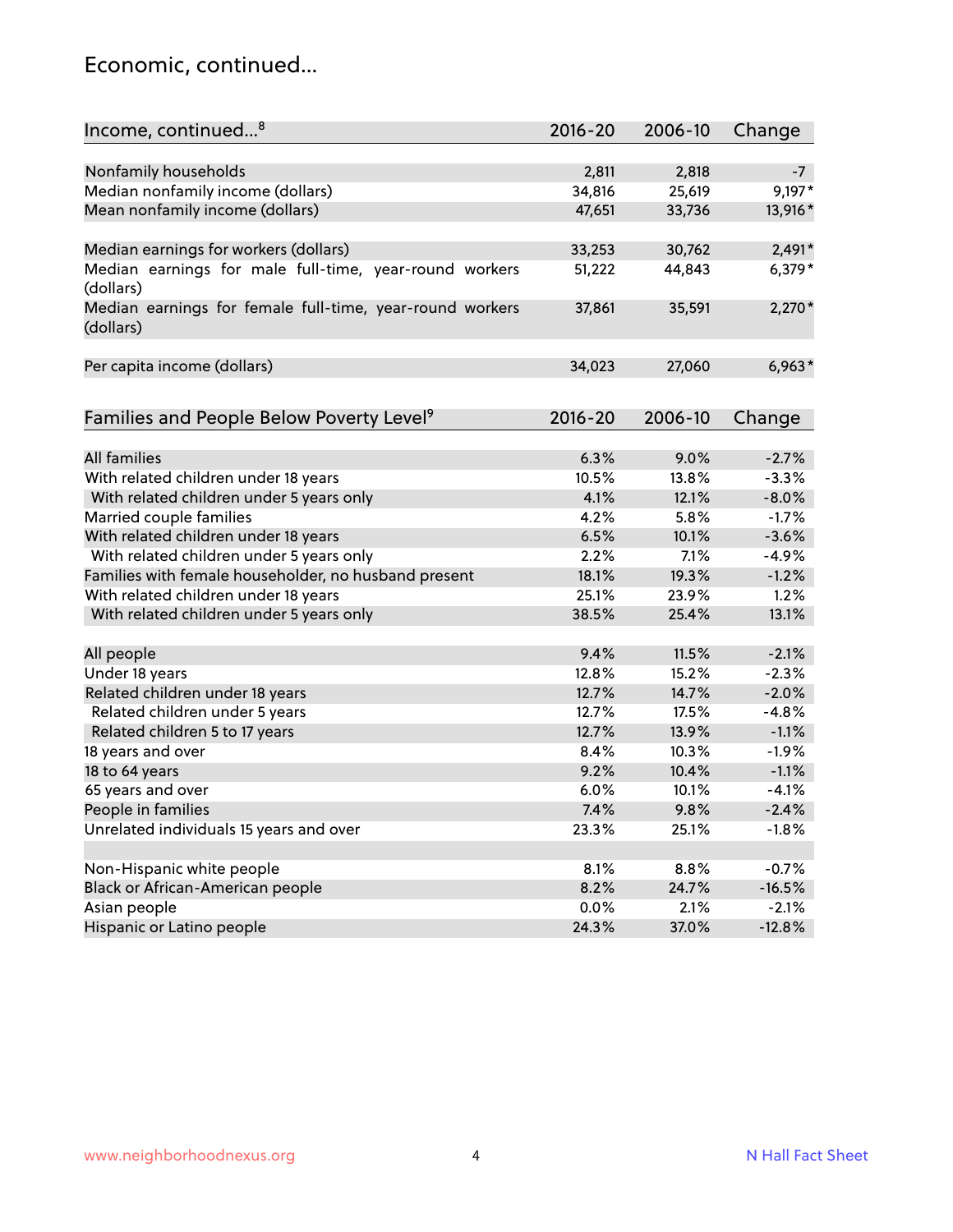## Economic, continued...

| Income, continued...[8] | 2016-20 | 2006-10 | Change |
|---|---|---|---|
| Nonfamily households | 2,811 | 2,818 | -7 |
| Median nonfamily income (dollars) | 34,816 | 25,619 | 9,197* |
| Mean nonfamily income (dollars) | 47,651 | 33,736 | 13,916* |
| Median earnings for workers (dollars) | 33,253 | 30,762 | 2,491* |
| Median earnings for male full-time, year-round workers (dollars) | 51,222 | 44,843 | 6,379* |
| Median earnings for female full-time, year-round workers (dollars) | 37,861 | 35,591 | 2,270* |
| Per capita income (dollars) | 34,023 | 27,060 | 6,963* |

| Families and People Below Poverty Level[9] | 2016-20 | 2006-10 | Change |
|---|---|---|---|
| All families | 6.3% | 9.0% | -2.7% |
| With related children under 18 years | 10.5% | 13.8% | -3.3% |
| With related children under 5 years only | 4.1% | 12.1% | -8.0% |
| Married couple families | 4.2% | 5.8% | -1.7% |
| With related children under 18 years | 6.5% | 10.1% | -3.6% |
| With related children under 5 years only | 2.2% | 7.1% | -4.9% |
| Families with female householder, no husband present | 18.1% | 19.3% | -1.2% |
| With related children under 18 years | 25.1% | 23.9% | 1.2% |
| With related children under 5 years only | 38.5% | 25.4% | 13.1% |
| All people | 9.4% | 11.5% | -2.1% |
| Under 18 years | 12.8% | 15.2% | -2.3% |
| Related children under 18 years | 12.7% | 14.7% | -2.0% |
| Related children under 5 years | 12.7% | 17.5% | -4.8% |
| Related children 5 to 17 years | 12.7% | 13.9% | -1.1% |
| 18 years and over | 8.4% | 10.3% | -1.9% |
| 18 to 64 years | 9.2% | 10.4% | -1.1% |
| 65 years and over | 6.0% | 10.1% | -4.1% |
| People in families | 7.4% | 9.8% | -2.4% |
| Unrelated individuals 15 years and over | 23.3% | 25.1% | -1.8% |
| Non-Hispanic white people | 8.1% | 8.8% | -0.7% |
| Black or African-American people | 8.2% | 24.7% | -16.5% |
| Asian people | 0.0% | 2.1% | -2.1% |
| Hispanic or Latino people | 24.3% | 37.0% | -12.8% |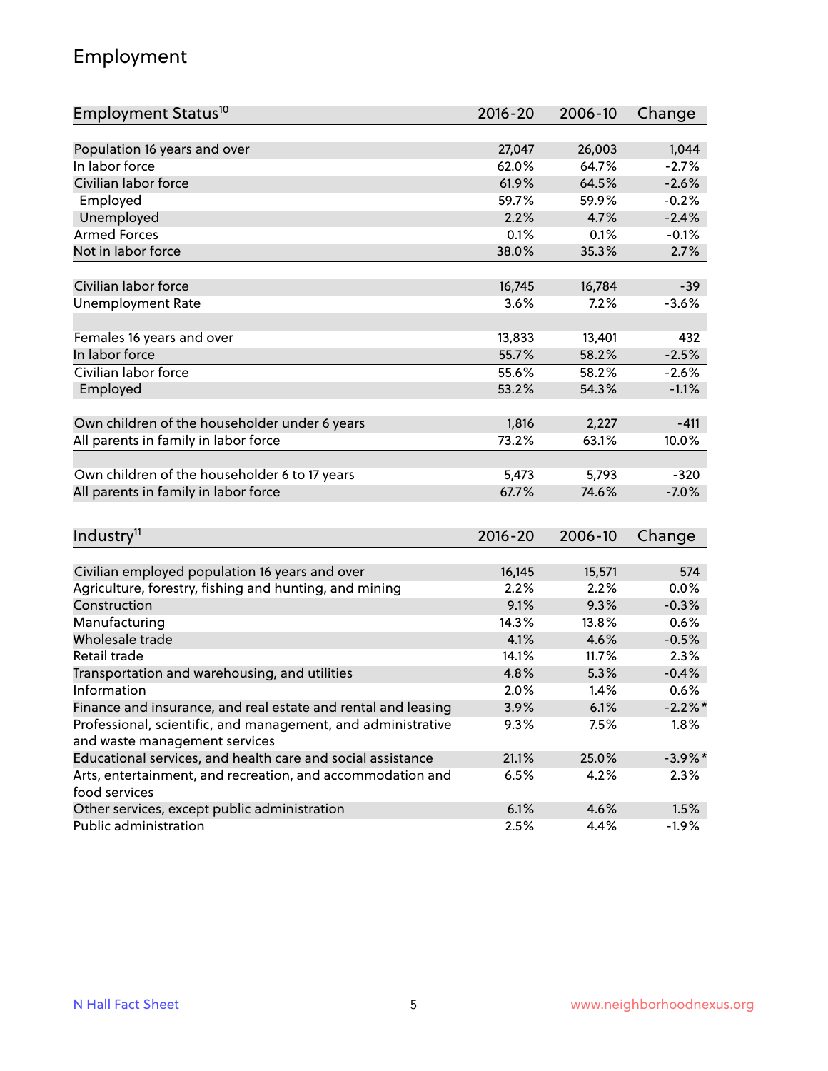# Employment

| Employment Status[10] | 2016-20 | 2006-10 | Change |
|---|---|---|---|
| Population 16 years and over | 27,047 | 26,003 | 1,044 |
| In labor force | 62.0% | 64.7% | -2.7% |
| Civilian labor force | 61.9% | 64.5% | -2.6% |
| Employed | 59.7% | 59.9% | -0.2% |
| Unemployed | 2.2% | 4.7% | -2.4% |
| Armed Forces | 0.1% | 0.1% | -0.1% |
| Not in labor force | 38.0% | 35.3% | 2.7% |
| | | | |
| Civilian labor force | 16,745 | 16,784 | -39 |
| Unemployment Rate | 3.6% | 7.2% | -3.6% |
| | | | |
| Females 16 years and over | 13,833 | 13,401 | 432 |
| In labor force | 55.7% | 58.2% | -2.5% |
| Civilian labor force | 55.6% | 58.2% | -2.6% |
| Employed | 53.2% | 54.3% | -1.1% |
| | | | |
| Own children of the householder under 6 years | 1,816 | 2,227 | -411 |
| All parents in family in labor force | 73.2% | 63.1% | 10.0% |
| | | | |
| Own children of the householder 6 to 17 years | 5,473 | 5,793 | -320 |
| All parents in family in labor force | 67.7% | 74.6% | -7.0% |

| Industry[11] | 2016-20 | 2006-10 | Change |
|---|---|---|---|
| Civilian employed population 16 years and over | 16,145 | 15,571 | 574 |
| Agriculture, forestry, fishing and hunting, and mining | 2.2% | 2.2% | 0.0% |
| Construction | 9.1% | 9.3% | -0.3% |
| Manufacturing | 14.3% | 13.8% | 0.6% |
| Wholesale trade | 4.1% | 4.6% | -0.5% |
| Retail trade | 14.1% | 11.7% | 2.3% |
| Transportation and warehousing, and utilities | 4.8% | 5.3% | -0.4% |
| Information | 2.0% | 1.4% | 0.6% |
| Finance and insurance, and real estate and rental and leasing | 3.9% | 6.1% | -2.2%* |
| Professional, scientific, and management, and administrative and waste management services | 9.3% | 7.5% | 1.8% |
| Educational services, and health care and social assistance | 21.1% | 25.0% | -3.9%* |
| Arts, entertainment, and recreation, and accommodation and food services | 6.5% | 4.2% | 2.3% |
| Other services, except public administration | 6.1% | 4.6% | 1.5% |
| Public administration | 2.5% | 4.4% | -1.9% |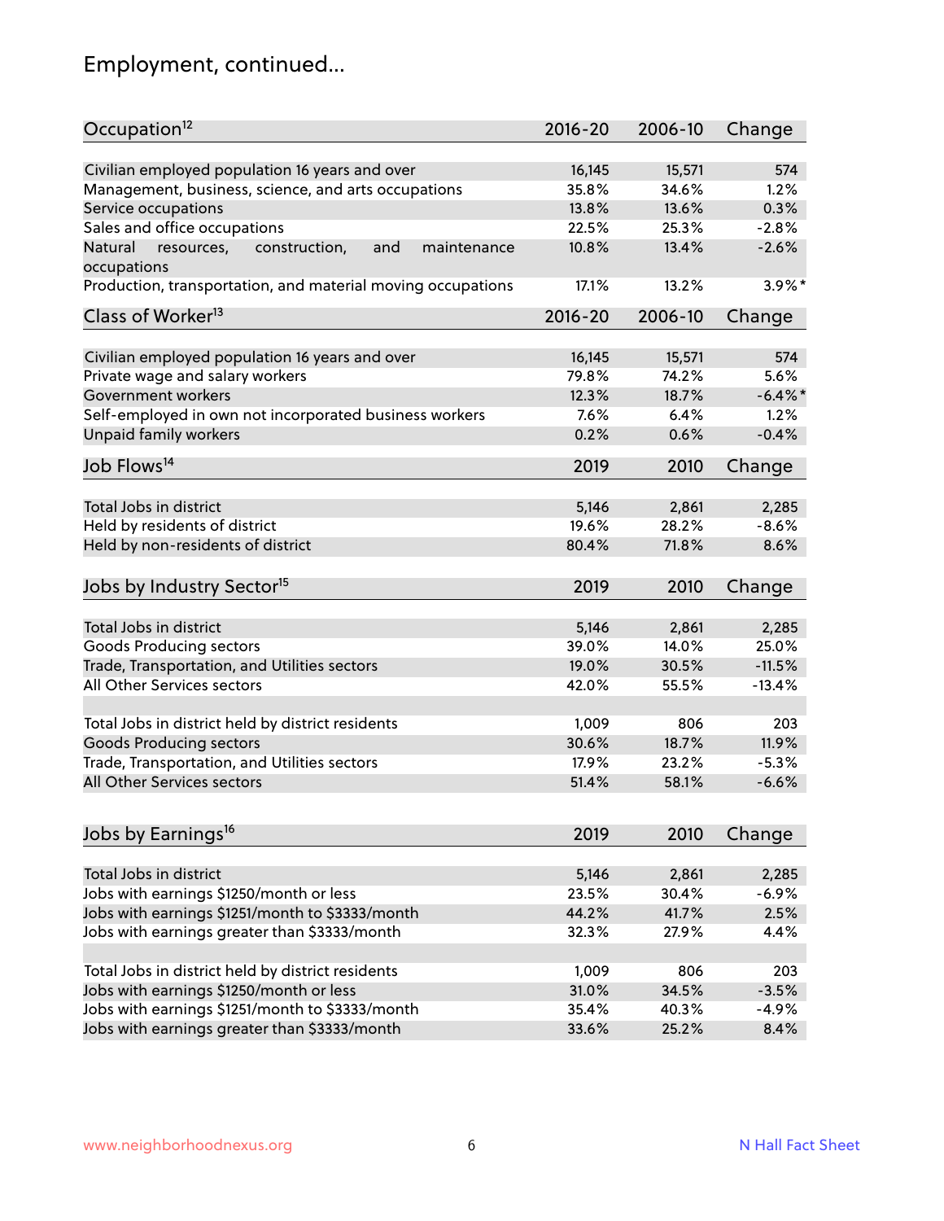# Employment, continued...

| Occupation[12] | 2016-20 | 2006-10 | Change |
|---|---|---|---|
| Civilian employed population 16 years and over | 16,145 | 15,571 | 574 |
| Management, business, science, and arts occupations | 35.8% | 34.6% | 1.2% |
| Service occupations | 13.8% | 13.6% | 0.3% |
| Sales and office occupations | 22.5% | 25.3% | -2.8% |
| Natural resources, construction, and maintenance occupations | 10.8% | 13.4% | -2.6% |
| Production, transportation, and material moving occupations | 17.1% | 13.2% | 3.9%* |

| Class of Worker[13] | 2016-20 | 2006-10 | Change |
|---|---|---|---|
| Civilian employed population 16 years and over | 16,145 | 15,571 | 574 |
| Private wage and salary workers | 79.8% | 74.2% | 5.6% |
| Government workers | 12.3% | 18.7% | -6.4%* |
| Self-employed in own not incorporated business workers | 7.6% | 6.4% | 1.2% |
| Unpaid family workers | 0.2% | 0.6% | -0.4% |

| Job Flows[14] | 2019 | 2010 | Change |
|---|---|---|---|
| Total Jobs in district | 5,146 | 2,861 | 2,285 |
| Held by residents of district | 19.6% | 28.2% | -8.6% |
| Held by non-residents of district | 80.4% | 71.8% | 8.6% |

| Jobs by Industry Sector[15] | 2019 | 2010 | Change |
|---|---|---|---|
| Total Jobs in district | 5,146 | 2,861 | 2,285 |
| Goods Producing sectors | 39.0% | 14.0% | 25.0% |
| Trade, Transportation, and Utilities sectors | 19.0% | 30.5% | -11.5% |
| All Other Services sectors | 42.0% | 55.5% | -13.4% |
| | | | |
| Total Jobs in district held by district residents | 1,009 | 806 | 203 |
| Goods Producing sectors | 30.6% | 18.7% | 11.9% |
| Trade, Transportation, and Utilities sectors | 17.9% | 23.2% | -5.3% |
| All Other Services sectors | 51.4% | 58.1% | -6.6% |

| Jobs by Earnings[16] | 2019 | 2010 | Change |
|---|---|---|---|
| Total Jobs in district | 5,146 | 2,861 | 2,285 |
| Jobs with earnings $1250/month or less | 23.5% | 30.4% | -6.9% |
| Jobs with earnings $1251/month to $3333/month | 44.2% | 41.7% | 2.5% |
| Jobs with earnings greater than $3333/month | 32.3% | 27.9% | 4.4% |
| | | | |
| Total Jobs in district held by district residents | 1,009 | 806 | 203 |
| Jobs with earnings $1250/month or less | 31.0% | 34.5% | -3.5% |
| Jobs with earnings $1251/month to $3333/month | 35.4% | 40.3% | -4.9% |
| Jobs with earnings greater than $3333/month | 33.6% | 25.2% | 8.4% |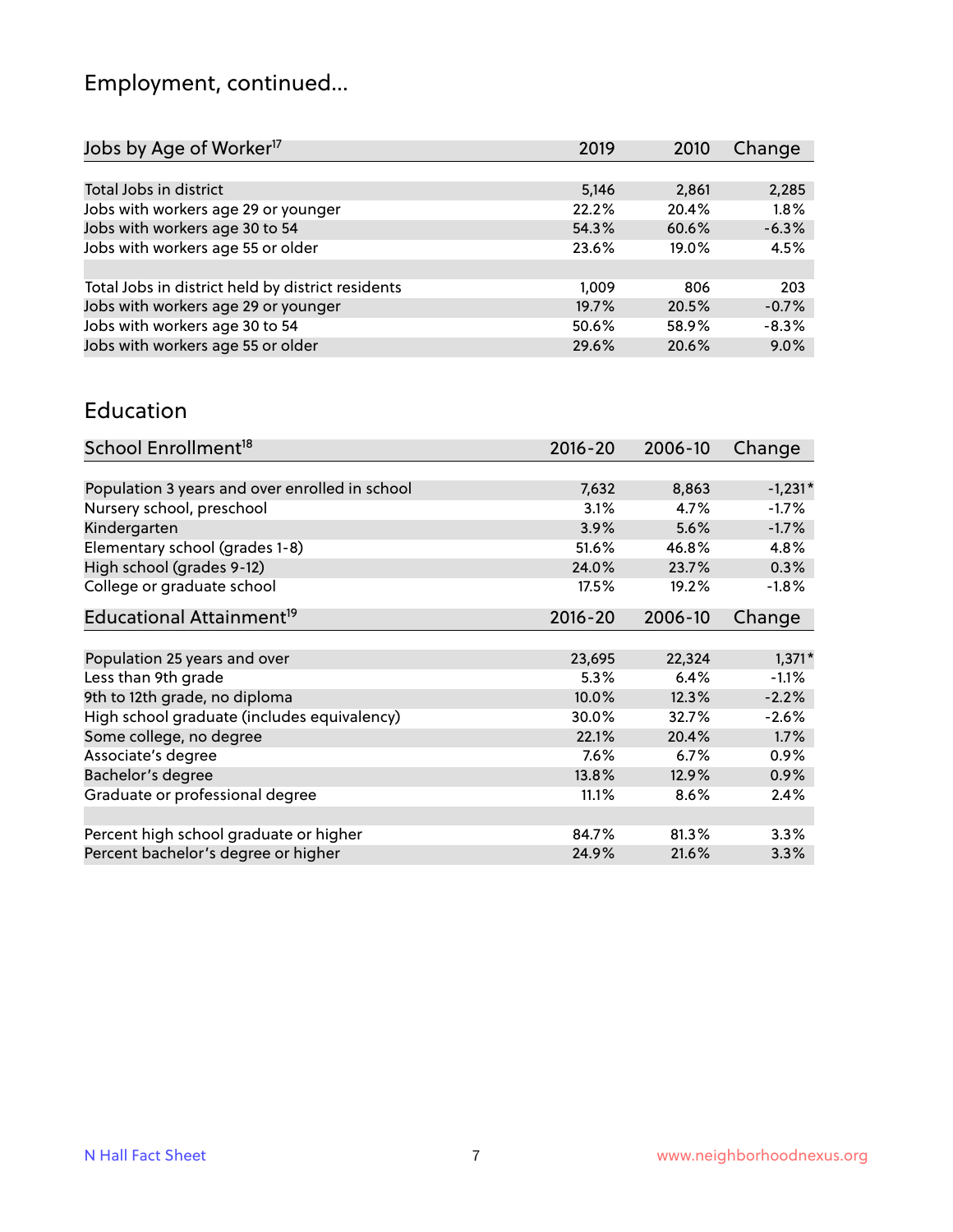## Employment, continued...

| Jobs by Age of Worker[17] | 2019 | 2010 | Change |
|---|---|---|---|
| Total Jobs in district | 5,146 | 2,861 | 2,285 |
| Jobs with workers age 29 or younger | 22.2% | 20.4% | 1.8% |
| Jobs with workers age 30 to 54 | 54.3% | 60.6% | -6.3% |
| Jobs with workers age 55 or older | 23.6% | 19.0% | 4.5% |
| | | | |
| Total Jobs in district held by district residents | 1,009 | 806 | 203 |
| Jobs with workers age 29 or younger | 19.7% | 20.5% | -0.7% |
| Jobs with workers age 30 to 54 | 50.6% | 58.9% | -8.3% |
| Jobs with workers age 55 or older | 29.6% | 20.6% | 9.0% |

## Education

| School Enrollment[18] | 2016-20 | 2006-10 | Change |
|---|---|---|---|
| Population 3 years and over enrolled in school | 7,632 | 8,863 | -1,231* |
| Nursery school, preschool | 3.1% | 4.7% | -1.7% |
| Kindergarten | 3.9% | 5.6% | -1.7% |
| Elementary school (grades 1-8) | 51.6% | 46.8% | 4.8% |
| High school (grades 9-12) | 24.0% | 23.7% | 0.3% |
| College or graduate school | 17.5% | 19.2% | -1.8% |

| Educational Attainment[19] | 2016-20 | 2006-10 | Change |
|---|---|---|---|
| Population 25 years and over | 23,695 | 22,324 | 1,371* |
| Less than 9th grade | 5.3% | 6.4% | -1.1% |
| 9th to 12th grade, no diploma | 10.0% | 12.3% | -2.2% |
| High school graduate (includes equivalency) | 30.0% | 32.7% | -2.6% |
| Some college, no degree | 22.1% | 20.4% | 1.7% |
| Associate's degree | 7.6% | 6.7% | 0.9% |
| Bachelor's degree | 13.8% | 12.9% | 0.9% |
| Graduate or professional degree | 11.1% | 8.6% | 2.4% |
| | | | |
| Percent high school graduate or higher | 84.7% | 81.3% | 3.3% |
| Percent bachelor's degree or higher | 24.9% | 21.6% | 3.3% |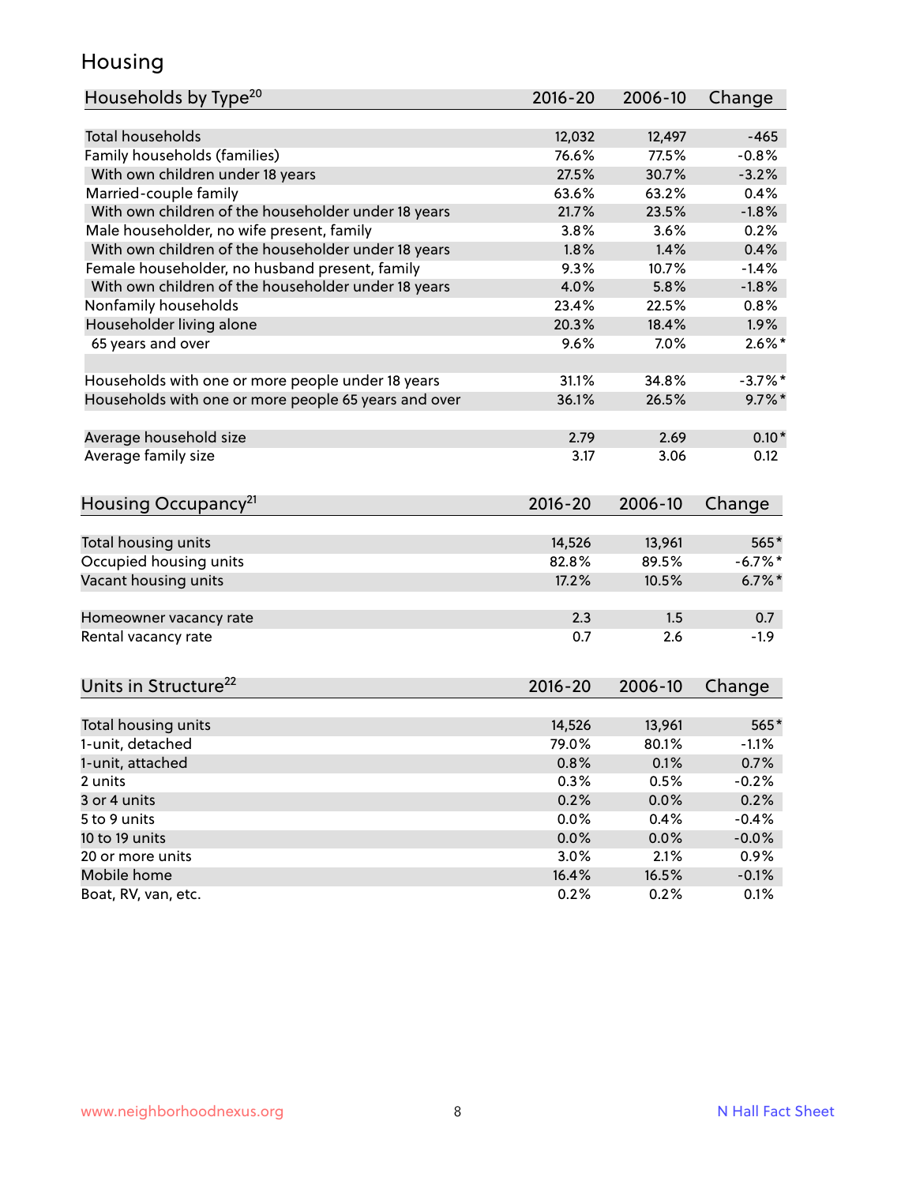# Housing

| Households by Type[20] | 2016-20 | 2006-10 | Change |
|---|---|---|---|
| Total households | 12,032 | 12,497 | -465 |
| Family households (families) | 76.6% | 77.5% | -0.8% |
| With own children under 18 years | 27.5% | 30.7% | -3.2% |
| Married-couple family | 63.6% | 63.2% | 0.4% |
| With own children of the householder under 18 years | 21.7% | 23.5% | -1.8% |
| Male householder, no wife present, family | 3.8% | 3.6% | 0.2% |
| With own children of the householder under 18 years | 1.8% | 1.4% | 0.4% |
| Female householder, no husband present, family | 9.3% | 10.7% | -1.4% |
| With own children of the householder under 18 years | 4.0% | 5.8% | -1.8% |
| Nonfamily households | 23.4% | 22.5% | 0.8% |
| Householder living alone | 20.3% | 18.4% | 1.9% |
| 65 years and over | 9.6% | 7.0% | 2.6%* |
| Households with one or more people under 18 years | 31.1% | 34.8% | -3.7%* |
| Households with one or more people 65 years and over | 36.1% | 26.5% | 9.7%* |
| Average household size | 2.79 | 2.69 | 0.10* |
| Average family size | 3.17 | 3.06 | 0.12 |

| Housing Occupancy[21] | 2016-20 | 2006-10 | Change |
|---|---|---|---|
| Total housing units | 14,526 | 13,961 | 565* |
| Occupied housing units | 82.8% | 89.5% | -6.7%* |
| Vacant housing units | 17.2% | 10.5% | 6.7%* |
| Homeowner vacancy rate | 2.3 | 1.5 | 0.7 |
| Rental vacancy rate | 0.7 | 2.6 | -1.9 |

| Units in Structure[22] | 2016-20 | 2006-10 | Change |
|---|---|---|---|
| Total housing units | 14,526 | 13,961 | 565* |
| 1-unit, detached | 79.0% | 80.1% | -1.1% |
| 1-unit, attached | 0.8% | 0.1% | 0.7% |
| 2 units | 0.3% | 0.5% | -0.2% |
| 3 or 4 units | 0.2% | 0.0% | 0.2% |
| 5 to 9 units | 0.0% | 0.4% | -0.4% |
| 10 to 19 units | 0.0% | 0.0% | -0.0% |
| 20 or more units | 3.0% | 2.1% | 0.9% |
| Mobile home | 16.4% | 16.5% | -0.1% |
| Boat, RV, van, etc. | 0.2% | 0.2% | 0.1% |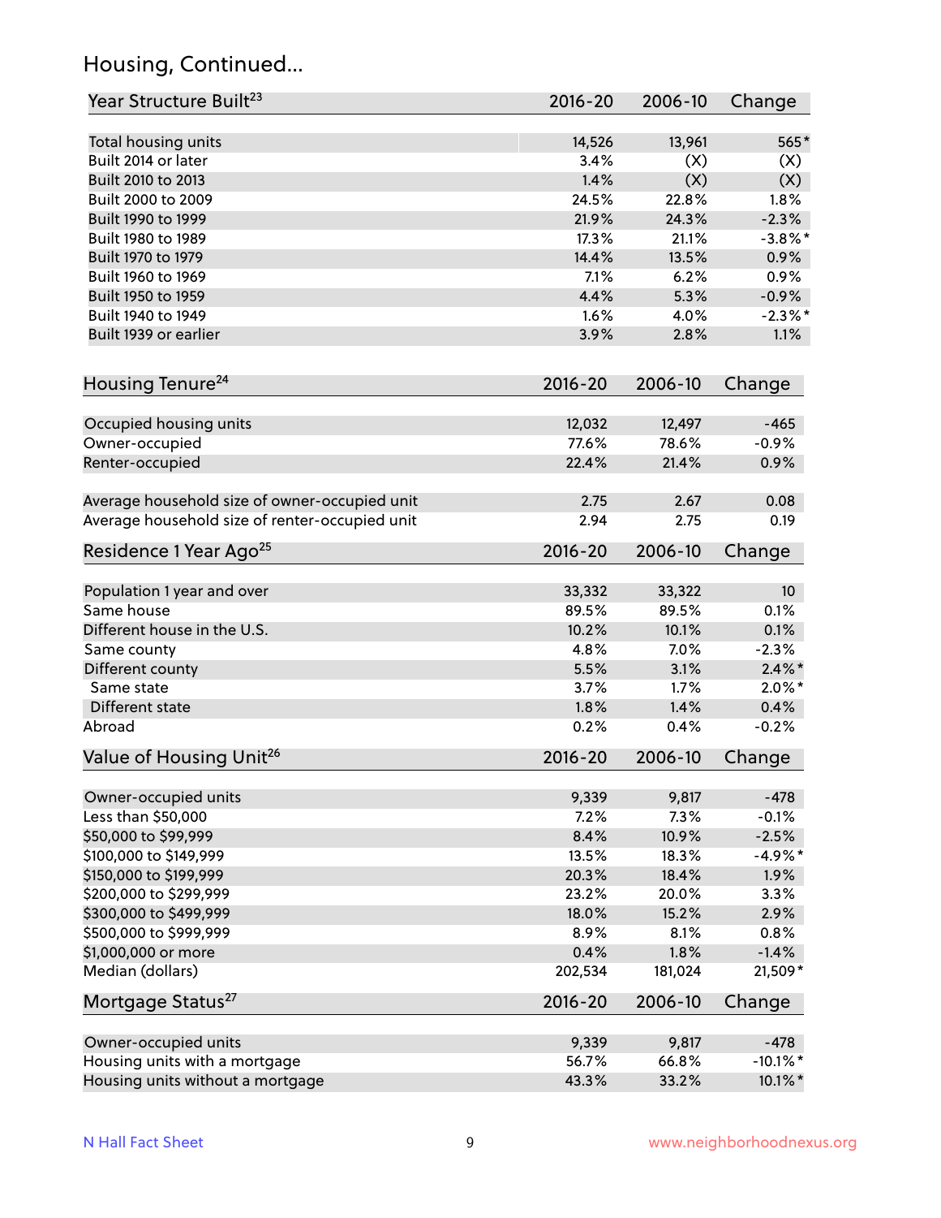## Housing, Continued...

| Year Structure Built[23] | 2016-20 | 2006-10 | Change |
|---|---|---|---|
| Total housing units | 14,526 | 13,961 | 565* |
| Built 2014 or later | 3.4% | (X) | (X) |
| Built 2010 to 2013 | 1.4% | (X) | (X) |
| Built 2000 to 2009 | 24.5% | 22.8% | 1.8% |
| Built 1990 to 1999 | 21.9% | 24.3% | -2.3% |
| Built 1980 to 1989 | 17.3% | 21.1% | -3.8%* |
| Built 1970 to 1979 | 14.4% | 13.5% | 0.9% |
| Built 1960 to 1969 | 7.1% | 6.2% | 0.9% |
| Built 1950 to 1959 | 4.4% | 5.3% | -0.9% |
| Built 1940 to 1949 | 1.6% | 4.0% | -2.3%* |
| Built 1939 or earlier | 3.9% | 2.8% | 1.1% |

| Housing Tenure[24] | 2016-20 | 2006-10 | Change |
|---|---|---|---|
| Occupied housing units | 12,032 | 12,497 | -465 |
| Owner-occupied | 77.6% | 78.6% | -0.9% |
| Renter-occupied | 22.4% | 21.4% | 0.9% |
| Average household size of owner-occupied unit | 2.75 | 2.67 | 0.08 |
| Average household size of renter-occupied unit | 2.94 | 2.75 | 0.19 |

| Residence 1 Year Ago[25] | 2016-20 | 2006-10 | Change |
|---|---|---|---|
| Population 1 year and over | 33,332 | 33,322 | 10 |
| Same house | 89.5% | 89.5% | 0.1% |
| Different house in the U.S. | 10.2% | 10.1% | 0.1% |
| Same county | 4.8% | 7.0% | -2.3% |
| Different county | 5.5% | 3.1% | 2.4%* |
| Same state | 3.7% | 1.7% | 2.0%* |
| Different state | 1.8% | 1.4% | 0.4% |
| Abroad | 0.2% | 0.4% | -0.2% |

| Value of Housing Unit[26] | 2016-20 | 2006-10 | Change |
|---|---|---|---|
| Owner-occupied units | 9,339 | 9,817 | -478 |
| Less than $50,000 | 7.2% | 7.3% | -0.1% |
| $50,000 to $99,999 | 8.4% | 10.9% | -2.5% |
| $100,000 to $149,999 | 13.5% | 18.3% | -4.9%* |
| $150,000 to $199,999 | 20.3% | 18.4% | 1.9% |
| $200,000 to $299,999 | 23.2% | 20.0% | 3.3% |
| $300,000 to $499,999 | 18.0% | 15.2% | 2.9% |
| $500,000 to $999,999 | 8.9% | 8.1% | 0.8% |
| $1,000,000 or more | 0.4% | 1.8% | -1.4% |
| Median (dollars) | 202,534 | 181,024 | 21,509* |

| Mortgage Status[27] | 2016-20 | 2006-10 | Change |
|---|---|---|---|
| Owner-occupied units | 9,339 | 9,817 | -478 |
| Housing units with a mortgage | 56.7% | 66.8% | -10.1%* |
| Housing units without a mortgage | 43.3% | 33.2% | 10.1%* |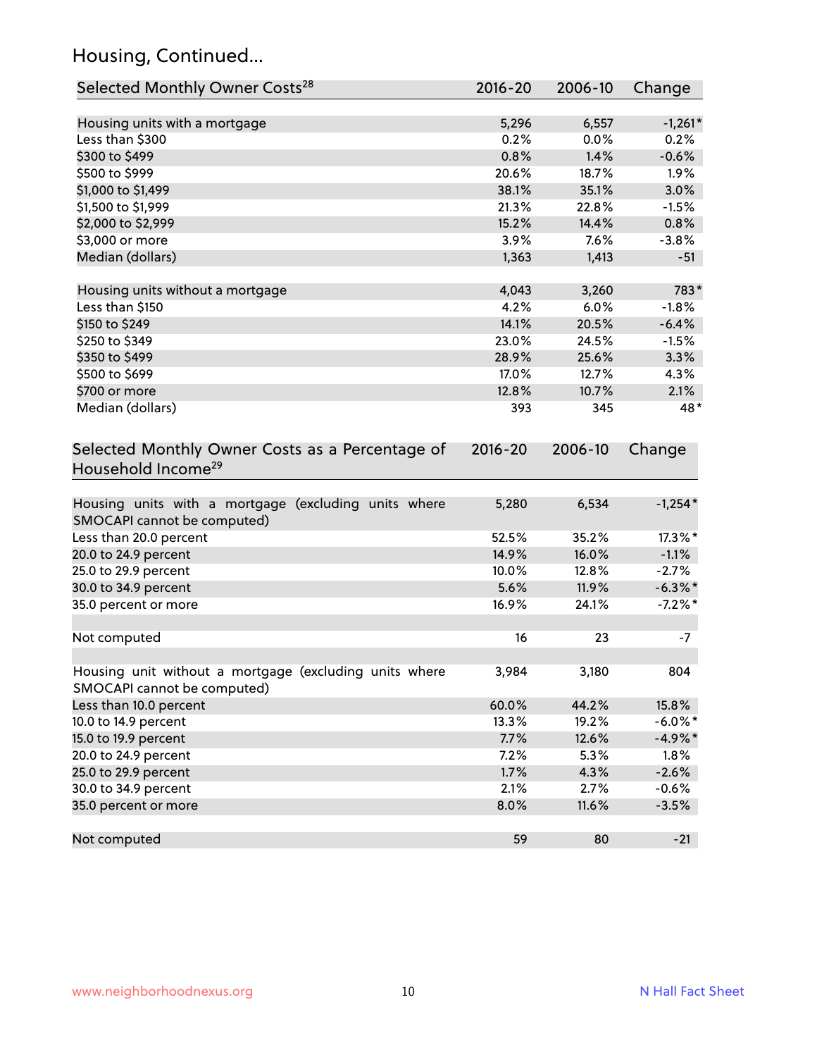## Housing, Continued...

| Selected Monthly Owner Costs[28] | 2016-20 | 2006-10 | Change |
|---|---|---|---|
| Housing units with a mortgage | 5,296 | 6,557 | -1,261* |
| Less than $300 | 0.2% | 0.0% | 0.2% |
| $300 to $499 | 0.8% | 1.4% | -0.6% |
| $500 to $999 | 20.6% | 18.7% | 1.9% |
| $1,000 to $1,499 | 38.1% | 35.1% | 3.0% |
| $1,500 to $1,999 | 21.3% | 22.8% | -1.5% |
| $2,000 to $2,999 | 15.2% | 14.4% | 0.8% |
| $3,000 or more | 3.9% | 7.6% | -3.8% |
| Median (dollars) | 1,363 | 1,413 | -51 |
| Housing units without a mortgage | 4,043 | 3,260 | 783* |
| Less than $150 | 4.2% | 6.0% | -1.8% |
| $150 to $249 | 14.1% | 20.5% | -6.4% |
| $250 to $349 | 23.0% | 24.5% | -1.5% |
| $350 to $499 | 28.9% | 25.6% | 3.3% |
| $500 to $699 | 17.0% | 12.7% | 4.3% |
| $700 or more | 12.8% | 10.7% | 2.1% |
| Median (dollars) | 393 | 345 | 48* |

| Selected Monthly Owner Costs as a Percentage of Household Income[29] | 2016-20 | 2006-10 | Change |
|---|---|---|---|
| Housing units with a mortgage (excluding units where SMOCAPI cannot be computed) | 5,280 | 6,534 | -1,254* |
| Less than 20.0 percent | 52.5% | 35.2% | 17.3%* |
| 20.0 to 24.9 percent | 14.9% | 16.0% | -1.1% |
| 25.0 to 29.9 percent | 10.0% | 12.8% | -2.7% |
| 30.0 to 34.9 percent | 5.6% | 11.9% | -6.3%* |
| 35.0 percent or more | 16.9% | 24.1% | -7.2%* |
| Not computed | 16 | 23 | -7 |
| Housing unit without a mortgage (excluding units where SMOCAPI cannot be computed) | 3,984 | 3,180 | 804 |
| Less than 10.0 percent | 60.0% | 44.2% | 15.8% |
| 10.0 to 14.9 percent | 13.3% | 19.2% | -6.0%* |
| 15.0 to 19.9 percent | 7.7% | 12.6% | -4.9%* |
| 20.0 to 24.9 percent | 7.2% | 5.3% | 1.8% |
| 25.0 to 29.9 percent | 1.7% | 4.3% | -2.6% |
| 30.0 to 34.9 percent | 2.1% | 2.7% | -0.6% |
| 35.0 percent or more | 8.0% | 11.6% | -3.5% |
| Not computed | 59 | 80 | -21 |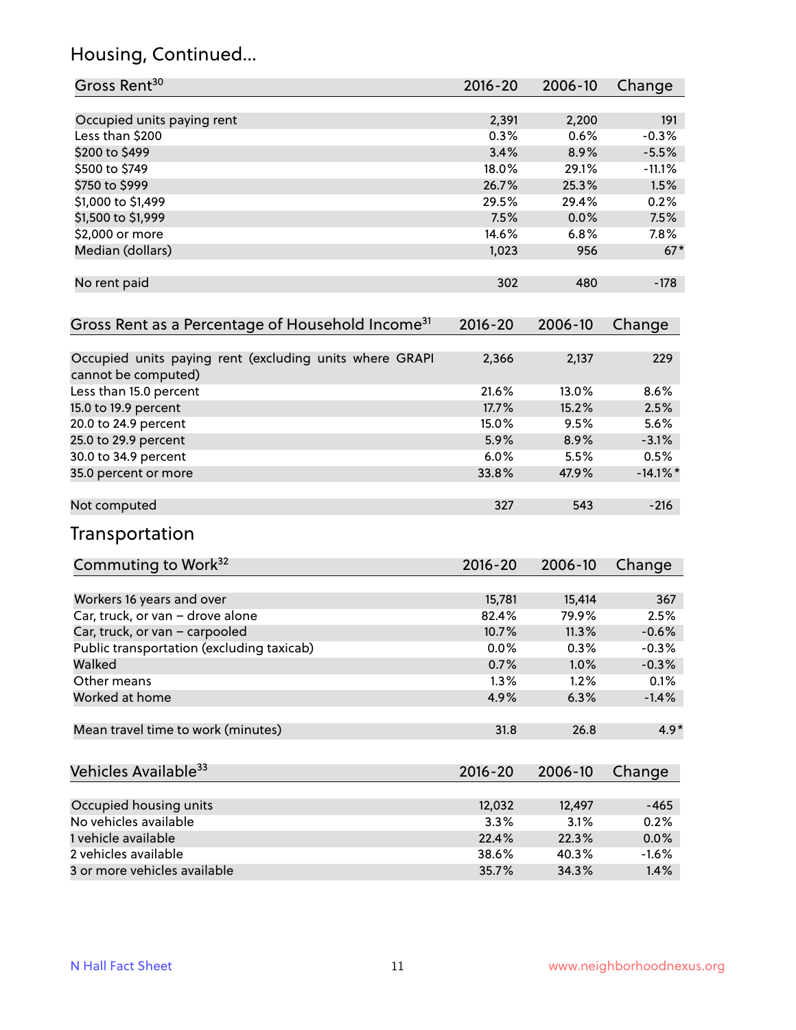## Housing, Continued...

| Gross Rent[30] | 2016-20 | 2006-10 | Change |
|---|---|---|---|
| Occupied units paying rent | 2,391 | 2,200 | 191 |
| Less than $200 | 0.3% | 0.6% | -0.3% |
| $200 to $499 | 3.4% | 8.9% | -5.5% |
| $500 to $749 | 18.0% | 29.1% | -11.1% |
| $750 to $999 | 26.7% | 25.3% | 1.5% |
| $1,000 to $1,499 | 29.5% | 29.4% | 0.2% |
| $1,500 to $1,999 | 7.5% | 0.0% | 7.5% |
| $2,000 or more | 14.6% | 6.8% | 7.8% |
| Median (dollars) | 1,023 | 956 | 67* |
| No rent paid | 302 | 480 | -178 |

| Gross Rent as a Percentage of Household Income[31] | 2016-20 | 2006-10 | Change |
|---|---|---|---|
| Occupied units paying rent (excluding units where GRAPI cannot be computed) | 2,366 | 2,137 | 229 |
| Less than 15.0 percent | 21.6% | 13.0% | 8.6% |
| 15.0 to 19.9 percent | 17.7% | 15.2% | 2.5% |
| 20.0 to 24.9 percent | 15.0% | 9.5% | 5.6% |
| 25.0 to 29.9 percent | 5.9% | 8.9% | -3.1% |
| 30.0 to 34.9 percent | 6.0% | 5.5% | 0.5% |
| 35.0 percent or more | 33.8% | 47.9% | -14.1%* |
| Not computed | 327 | 543 | -216 |

## Transportation

| Commuting to Work[32] | 2016-20 | 2006-10 | Change |
|---|---|---|---|
| Workers 16 years and over | 15,781 | 15,414 | 367 |
| Car, truck, or van – drove alone | 82.4% | 79.9% | 2.5% |
| Car, truck, or van – carpooled | 10.7% | 11.3% | -0.6% |
| Public transportation (excluding taxicab) | 0.0% | 0.3% | -0.3% |
| Walked | 0.7% | 1.0% | -0.3% |
| Other means | 1.3% | 1.2% | 0.1% |
| Worked at home | 4.9% | 6.3% | -1.4% |
| Mean travel time to work (minutes) | 31.8 | 26.8 | 4.9* |

| Vehicles Available[33] | 2016-20 | 2006-10 | Change |
|---|---|---|---|
| Occupied housing units | 12,032 | 12,497 | -465 |
| No vehicles available | 3.3% | 3.1% | 0.2% |
| 1 vehicle available | 22.4% | 22.3% | 0.0% |
| 2 vehicles available | 38.6% | 40.3% | -1.6% |
| 3 or more vehicles available | 35.7% | 34.3% | 1.4% |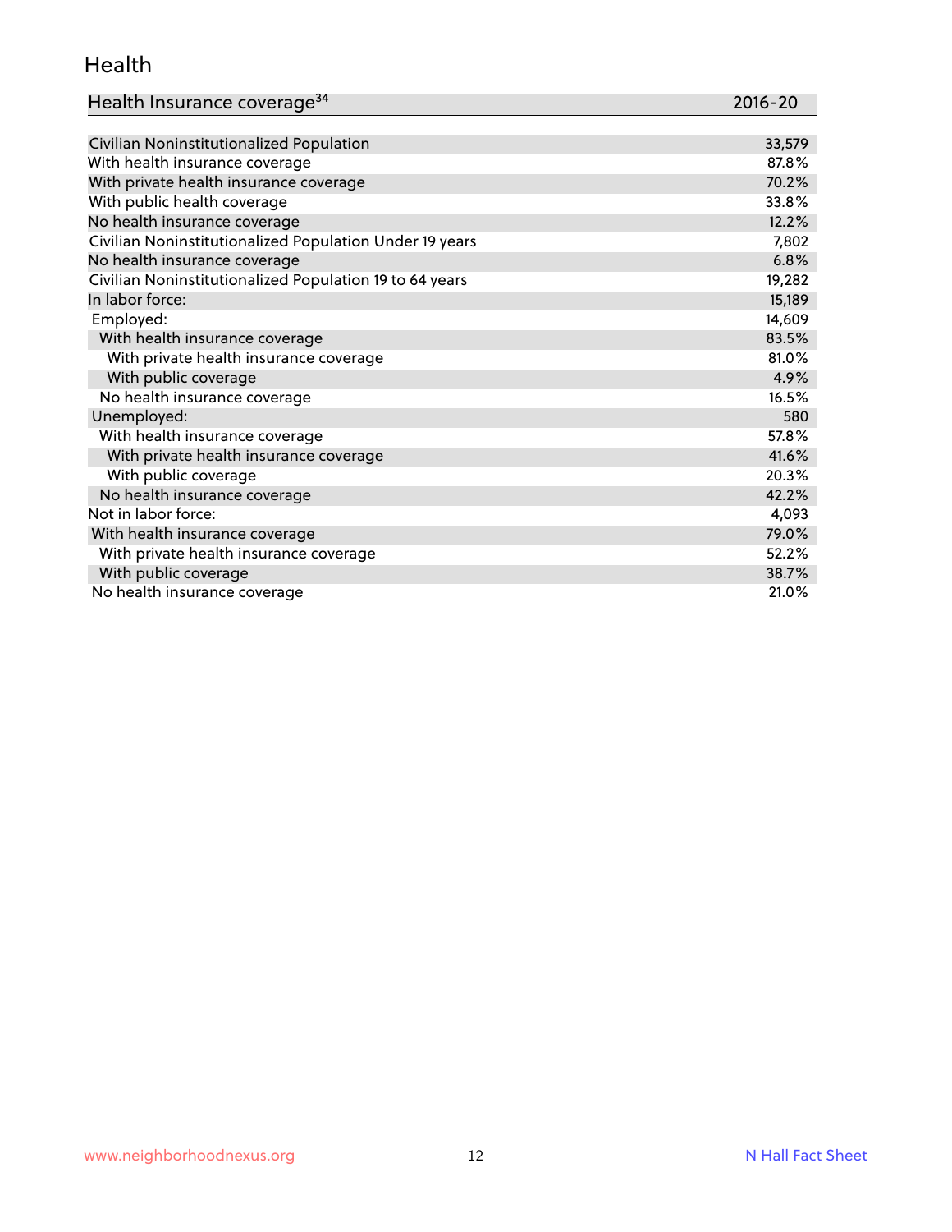## Health

| Health Insurance coverage[34] | 2016-20 |
|---|---|
| Civilian Noninstitutionalized Population | 33,579 |
| With health insurance coverage | 87.8% |
| With private health insurance coverage | 70.2% |
| With public health coverage | 33.8% |
| No health insurance coverage | 12.2% |
| Civilian Noninstitutionalized Population Under 19 years | 7,802 |
| No health insurance coverage | 6.8% |
| Civilian Noninstitutionalized Population 19 to 64 years | 19,282 |
| In labor force: | 15,189 |
| Employed: | 14,609 |
| With health insurance coverage | 83.5% |
| With private health insurance coverage | 81.0% |
| With public coverage | 4.9% |
| No health insurance coverage | 16.5% |
| Unemployed: | 580 |
| With health insurance coverage | 57.8% |
| With private health insurance coverage | 41.6% |
| With public coverage | 20.3% |
| No health insurance coverage | 42.2% |
| Not in labor force: | 4,093 |
| With health insurance coverage | 79.0% |
| With private health insurance coverage | 52.2% |
| With public coverage | 38.7% |
| No health insurance coverage | 21.0% |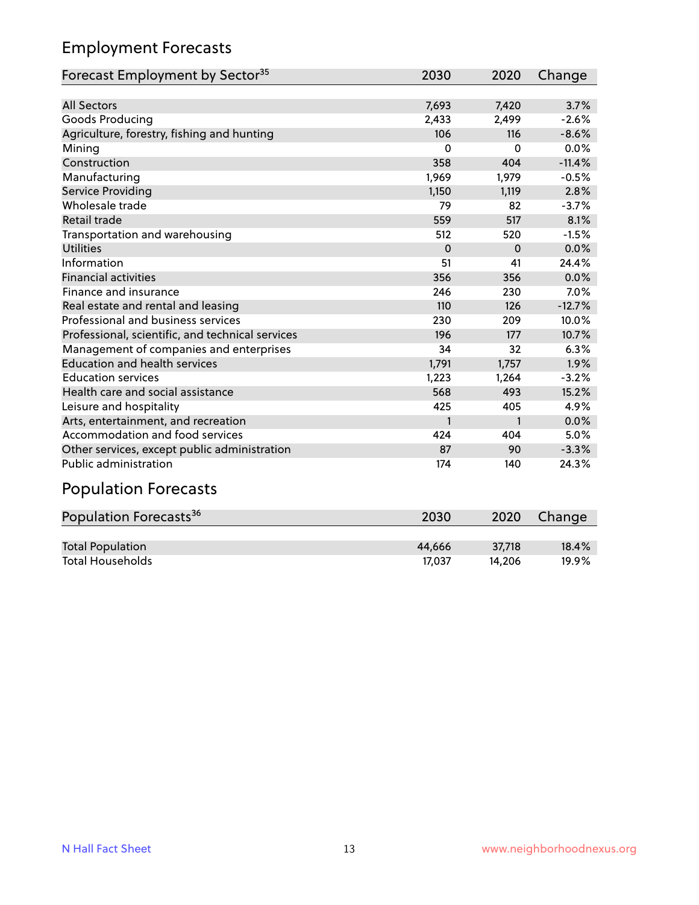## Employment Forecasts

| Forecast Employment by Sector[35] | 2030 | 2020 | Change |
|---|---|---|---|
| All Sectors | 7,693 | 7,420 | 3.7% |
| Goods Producing | 2,433 | 2,499 | -2.6% |
| Agriculture, forestry, fishing and hunting | 106 | 116 | -8.6% |
| Mining | 0 | 0 | 0.0% |
| Construction | 358 | 404 | -11.4% |
| Manufacturing | 1,969 | 1,979 | -0.5% |
| Service Providing | 1,150 | 1,119 | 2.8% |
| Wholesale trade | 79 | 82 | -3.7% |
| Retail trade | 559 | 517 | 8.1% |
| Transportation and warehousing | 512 | 520 | -1.5% |
| Utilities | 0 | 0 | 0.0% |
| Information | 51 | 41 | 24.4% |
| Financial activities | 356 | 356 | 0.0% |
| Finance and insurance | 246 | 230 | 7.0% |
| Real estate and rental and leasing | 110 | 126 | -12.7% |
| Professional and business services | 230 | 209 | 10.0% |
| Professional, scientific, and technical services | 196 | 177 | 10.7% |
| Management of companies and enterprises | 34 | 32 | 6.3% |
| Education and health services | 1,791 | 1,757 | 1.9% |
| Education services | 1,223 | 1,264 | -3.2% |
| Health care and social assistance | 568 | 493 | 15.2% |
| Leisure and hospitality | 425 | 405 | 4.9% |
| Arts, entertainment, and recreation | 1 | 1 | 0.0% |
| Accommodation and food services | 424 | 404 | 5.0% |
| Other services, except public administration | 87 | 90 | -3.3% |
| Public administration | 174 | 140 | 24.3% |

## Population Forecasts

| Population Forecasts[36] | 2030 | 2020 | Change |
|---|---|---|---|
| Total Population | 44,666 | 37,718 | 18.4% |
| Total Households | 17,037 | 14,206 | 19.9% |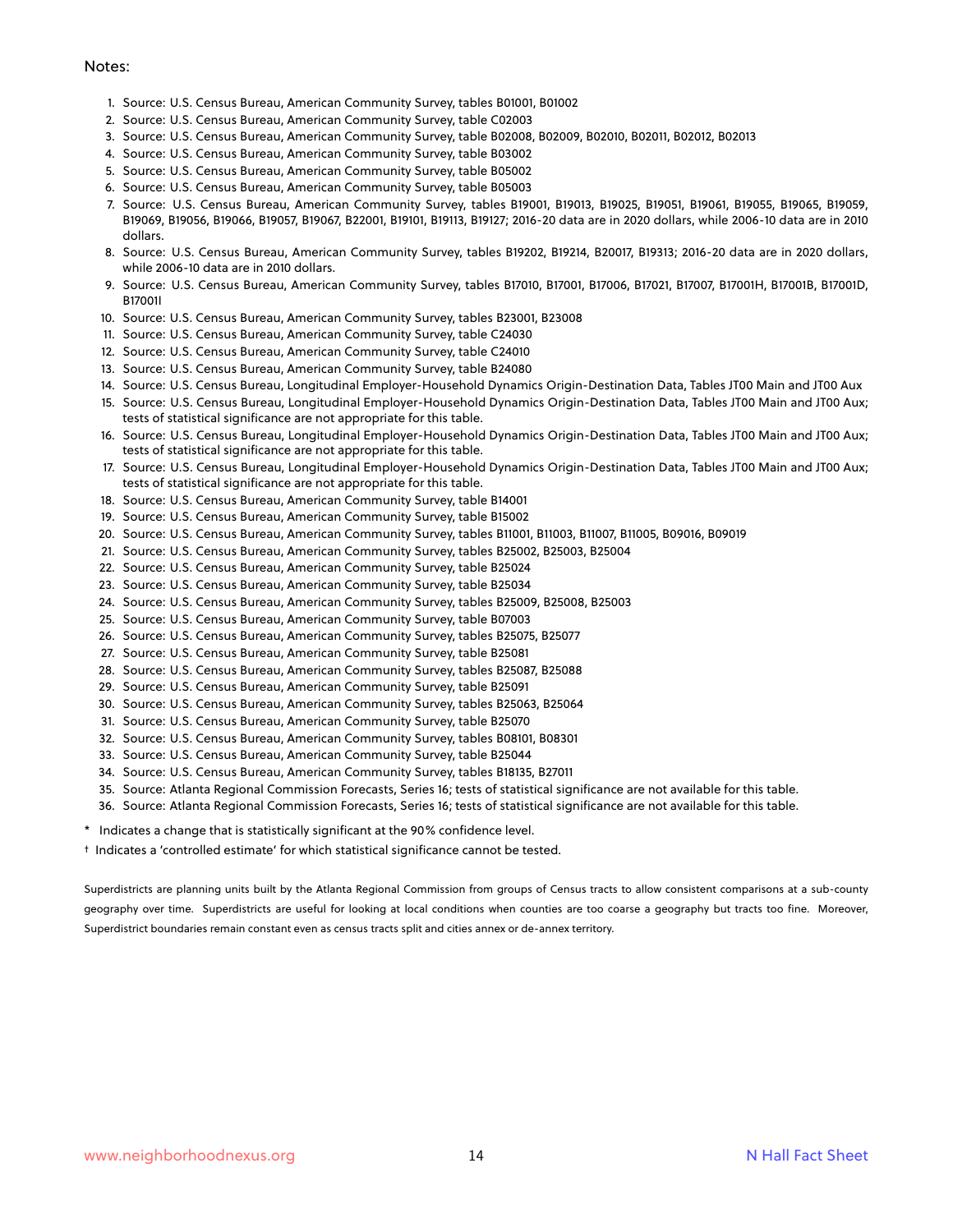Notes:

1. Source: U.S. Census Bureau, American Community Survey, tables B01001, B01002
2. Source: U.S. Census Bureau, American Community Survey, table C02003
3. Source: U.S. Census Bureau, American Community Survey, table B02008, B02009, B02010, B02011, B02012, B02013
4. Source: U.S. Census Bureau, American Community Survey, table B03002
5. Source: U.S. Census Bureau, American Community Survey, table B05002
6. Source: U.S. Census Bureau, American Community Survey, table B05003
7. Source: U.S. Census Bureau, American Community Survey, tables B19001, B19013, B19025, B19051, B19061, B19055, B19065, B19059, B19069, B19056, B19066, B19057, B19067, B22001, B19101, B19113, B19127; 2016-20 data are in 2020 dollars, while 2006-10 data are in 2010 dollars.
8. Source: U.S. Census Bureau, American Community Survey, tables B19202, B19214, B20017, B19313; 2016-20 data are in 2020 dollars, while 2006-10 data are in 2010 dollars.
9. Source: U.S. Census Bureau, American Community Survey, tables B17010, B17001, B17006, B17021, B17007, B17001H, B17001B, B17001D, B17001I
10. Source: U.S. Census Bureau, American Community Survey, tables B23001, B23008
11. Source: U.S. Census Bureau, American Community Survey, table C24030
12. Source: U.S. Census Bureau, American Community Survey, table C24010
13. Source: U.S. Census Bureau, American Community Survey, table B24080
14. Source: U.S. Census Bureau, Longitudinal Employer-Household Dynamics Origin-Destination Data, Tables JT00 Main and JT00 Aux
15. Source: U.S. Census Bureau, Longitudinal Employer-Household Dynamics Origin-Destination Data, Tables JT00 Main and JT00 Aux; tests of statistical significance are not appropriate for this table.
16. Source: U.S. Census Bureau, Longitudinal Employer-Household Dynamics Origin-Destination Data, Tables JT00 Main and JT00 Aux; tests of statistical significance are not appropriate for this table.
17. Source: U.S. Census Bureau, Longitudinal Employer-Household Dynamics Origin-Destination Data, Tables JT00 Main and JT00 Aux; tests of statistical significance are not appropriate for this table.
18. Source: U.S. Census Bureau, American Community Survey, table B14001
19. Source: U.S. Census Bureau, American Community Survey, table B15002
20. Source: U.S. Census Bureau, American Community Survey, tables B11001, B11003, B11007, B11005, B09016, B09019
21. Source: U.S. Census Bureau, American Community Survey, tables B25002, B25003, B25004
22. Source: U.S. Census Bureau, American Community Survey, table B25024
23. Source: U.S. Census Bureau, American Community Survey, table B25034
24. Source: U.S. Census Bureau, American Community Survey, tables B25009, B25008, B25003
25. Source: U.S. Census Bureau, American Community Survey, table B07003
26. Source: U.S. Census Bureau, American Community Survey, tables B25075, B25077
27. Source: U.S. Census Bureau, American Community Survey, table B25081
28. Source: U.S. Census Bureau, American Community Survey, tables B25087, B25088
29. Source: U.S. Census Bureau, American Community Survey, table B25091
30. Source: U.S. Census Bureau, American Community Survey, tables B25063, B25064
31. Source: U.S. Census Bureau, American Community Survey, table B25070
32. Source: U.S. Census Bureau, American Community Survey, tables B08101, B08301
33. Source: U.S. Census Bureau, American Community Survey, table B25044
34. Source: U.S. Census Bureau, American Community Survey, tables B18135, B27011
35. Source: Atlanta Regional Commission Forecasts, Series 16; tests of statistical significance are not available for this table.
36. Source: Atlanta Regional Commission Forecasts, Series 16; tests of statistical significance are not available for this table.

\* Indicates a change that is statistically significant at the 90% confidence level.

† Indicates a 'controlled estimate' for which statistical significance cannot be tested.

Superdistricts are planning units built by the Atlanta Regional Commission from groups of Census tracts to allow consistent comparisons at a sub-county geography over time. Superdistricts are useful for looking at local conditions when counties are too coarse a geography but tracts too fine. Moreover, Superdistrict boundaries remain constant even as census tracts split and cities annex or de-annex territory.